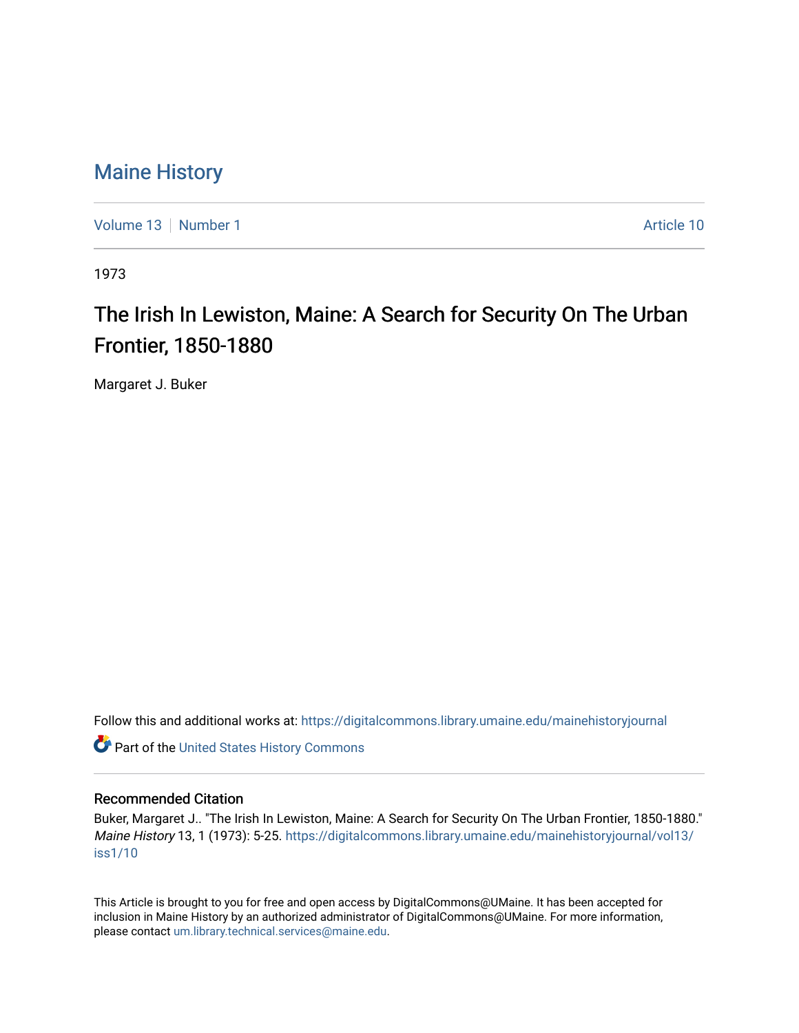# Maine History

Volume 13 | Number 1 Article 10

1973

## The Irish In Lewiston, Maine: A Search for Security On The Urban Frontier, 1850-1880

Margaret J. Buker

Follow this and additional works at: https://digitalcommons.library.umaine.edu/mainehistoryjournal

Part of the United States History Commons

### Recommended Citation

Buker, Margaret J.. "The Irish In Lewiston, Maine: A Search for Security On The Urban Frontier, 1850-1880." *Maine History* 13, 1 (1973): 5-25. https://digitalcommons.library.umaine.edu/mainehistoryjournal/vol13/iss1/10

This Article is brought to you for free and open access by DigitalCommons@UMaine. It has been accepted for inclusion in Maine History by an authorized administrator of DigitalCommons@UMaine. For more information, please contact um.library.technical.services@maine.edu.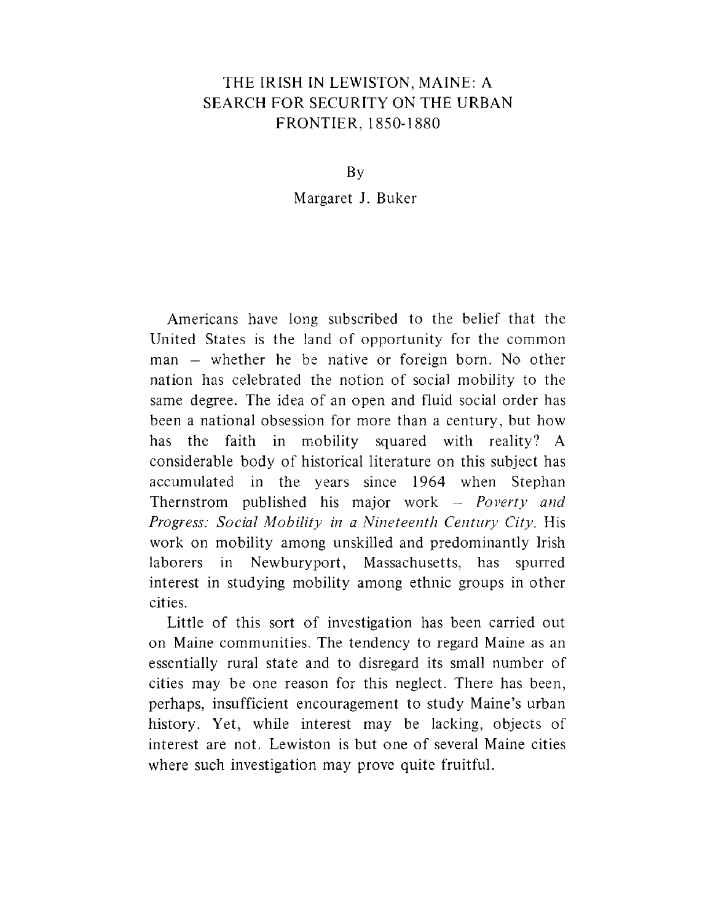# THE IRISH IN LEWISTON, MAINE: A SEARCH FOR SECURITY ON THE URBAN FRONTIER, 1850-1880

By

Margaret J. Buker

Americans have long subscribed to the belief that the United States is the land of opportunity for the common man – whether he be native or foreign born. No other nation has celebrated the notion of social mobility to the same degree. The idea of an open and fluid social order has been a national obsession for more than a century, but how has the faith in mobility squared with reality? A considerable body of historical literature on this subject has accumulated in the years since 1964 when Stephan Thernstrom published his major work – *Poverty and Progress: Social Mobility in a Nineteenth Century City.* His work on mobility among unskilled and predominantly Irish laborers in Newburyport, Massachusetts, has spurred interest in studying mobility among ethnic groups in other cities.

Little of this sort of investigation has been carried out on Maine communities. The tendency to regard Maine as an essentially rural state and to disregard its small number of cities may be one reason for this neglect. There has been, perhaps, insufficient encouragement to study Maine's urban history. Yet, while interest may be lacking, objects of interest are not. Lewiston is but one of several Maine cities where such investigation may prove quite fruitful.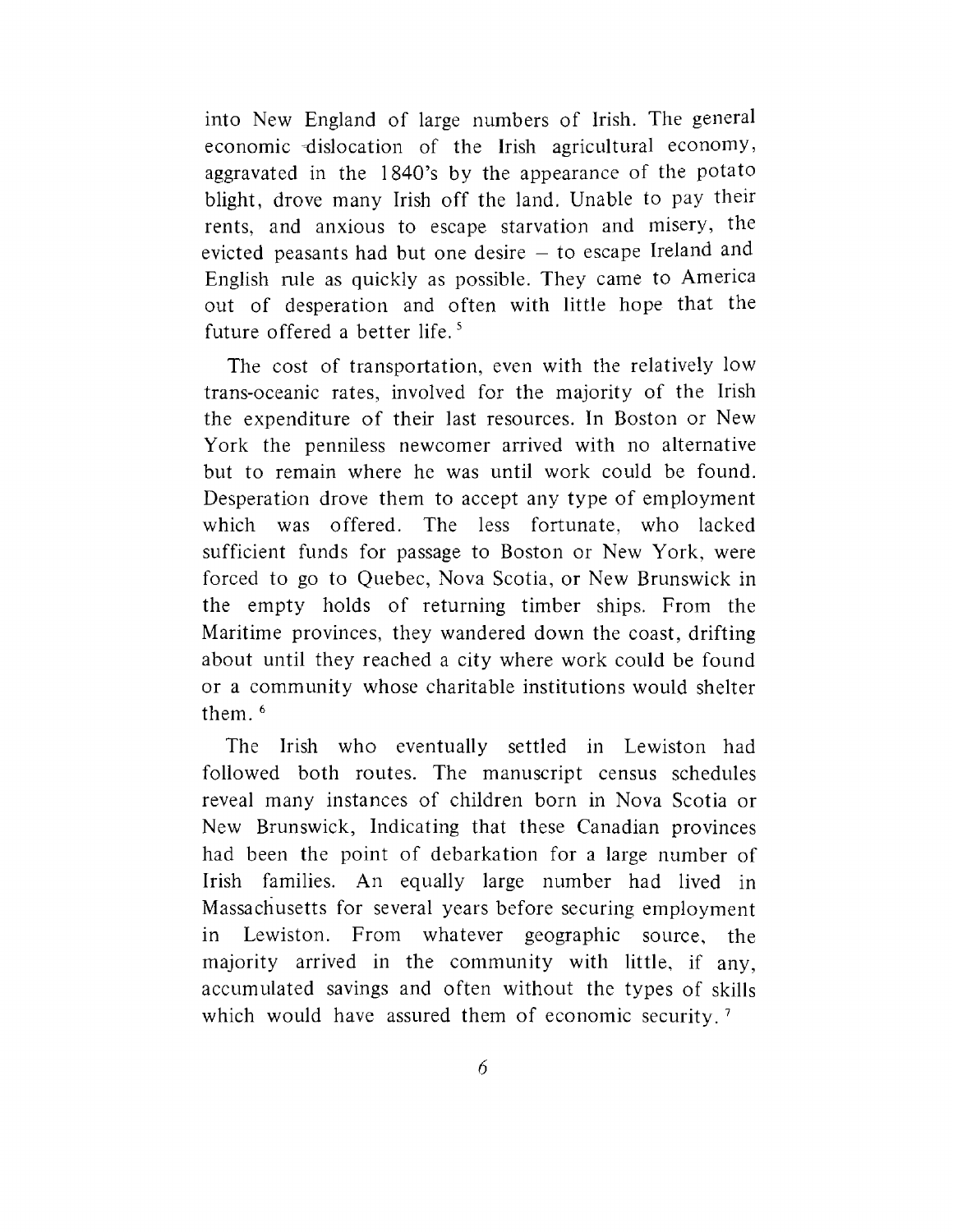into New England of large numbers of Irish. The general economic dislocation of the Irish agricultural economy, aggravated in the 1840's by the appearance of the potato blight, drove many Irish off the land. Unable to pay their rents, and anxious to escape starvation and misery, the evicted peasants had but one desire – to escape Ireland and English rule as quickly as possible. They came to America out of desperation and often with little hope that the future offered a better life.[5]

The cost of transportation, even with the relatively low trans-oceanic rates, involved for the majority of the Irish the expenditure of their last resources. In Boston or New York the penniless newcomer arrived with no alternative but to remain where he was until work could be found. Desperation drove them to accept any type of employment which was offered. The less fortunate, who lacked sufficient funds for passage to Boston or New York, were forced to go to Quebec, Nova Scotia, or New Brunswick in the empty holds of returning timber ships. From the Maritime provinces, they wandered down the coast, drifting about until they reached a city where work could be found or a community whose charitable institutions would shelter them.[6]

The Irish who eventually settled in Lewiston had followed both routes. The manuscript census schedules reveal many instances of children born in Nova Scotia or New Brunswick, Indicating that these Canadian provinces had been the point of debarkation for a large number of Irish families. An equally large number had lived in Massachusetts for several years before securing employment in Lewiston. From whatever geographic source, the majority arrived in the community with little, if any, accumulated savings and often without the types of skills which would have assured them of economic security.[7]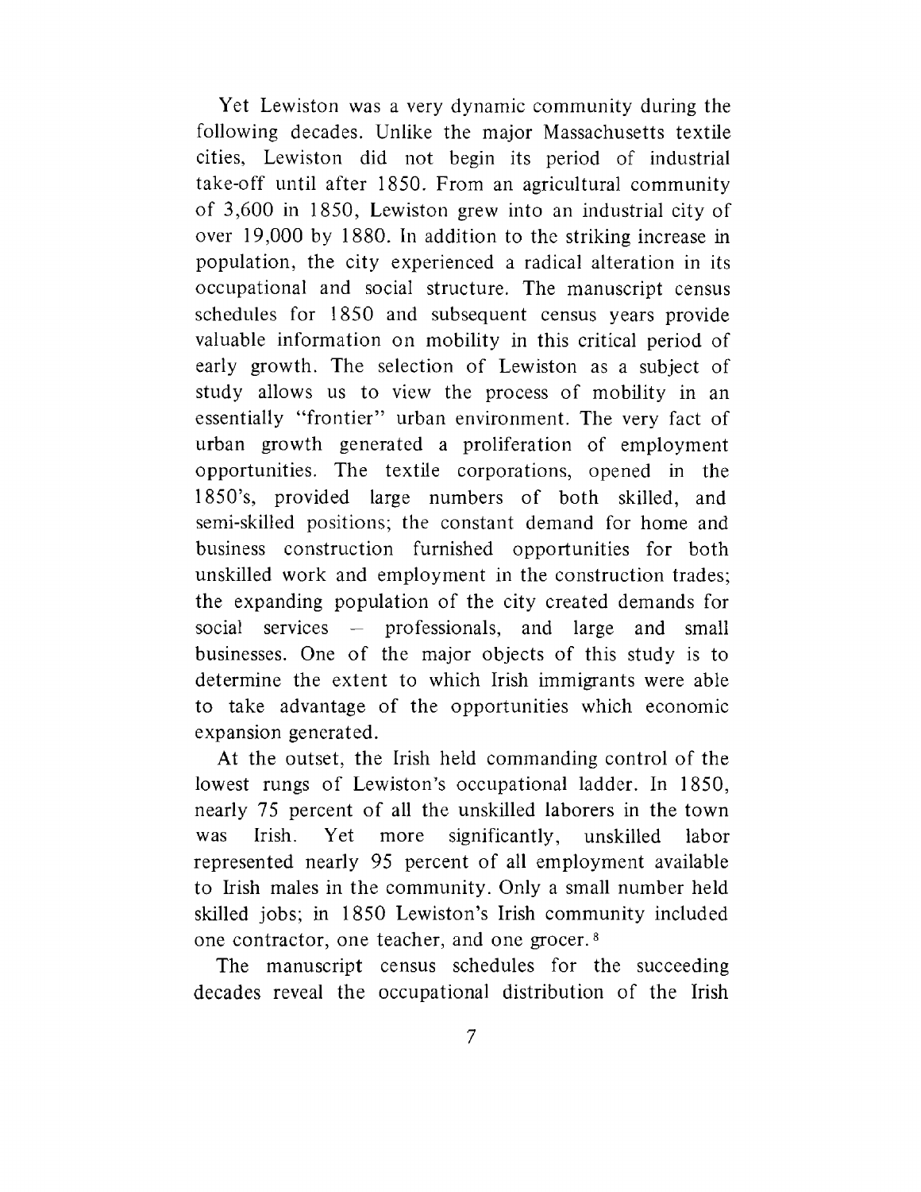Yet Lewiston was a very dynamic community during the following decades. Unlike the major Massachusetts textile cities, Lewiston did not begin its period of industrial take-off until after 1850. From an agricultural community of 3,600 in 1850, Lewiston grew into an industrial city of over 19,000 by 1880. In addition to the striking increase in population, the city experienced a radical alteration in its occupational and social structure. The manuscript census schedules for 1850 and subsequent census years provide valuable information on mobility in this critical period of early growth. The selection of Lewiston as a subject of study allows us to view the process of mobility in an essentially "frontier" urban environment. The very fact of urban growth generated a proliferation of employment opportunities. The textile corporations, opened in the 1850's, provided large numbers of both skilled, and semi-skilled positions; the constant demand for home and business construction furnished opportunities for both unskilled work and employment in the construction trades; the expanding population of the city created demands for social services – professionals, and large and small businesses. One of the major objects of this study is to determine the extent to which Irish immigrants were able to take advantage of the opportunities which economic expansion generated.

At the outset, the Irish held commanding control of the lowest rungs of Lewiston's occupational ladder. In 1850, nearly 75 percent of all the unskilled laborers in the town was Irish. Yet more significantly, unskilled labor represented nearly 95 percent of all employment available to Irish males in the community. Only a small number held skilled jobs; in 1850 Lewiston's Irish community included one contractor, one teacher, and one grocer.[8]

The manuscript census schedules for the succeeding decades reveal the occupational distribution of the Irish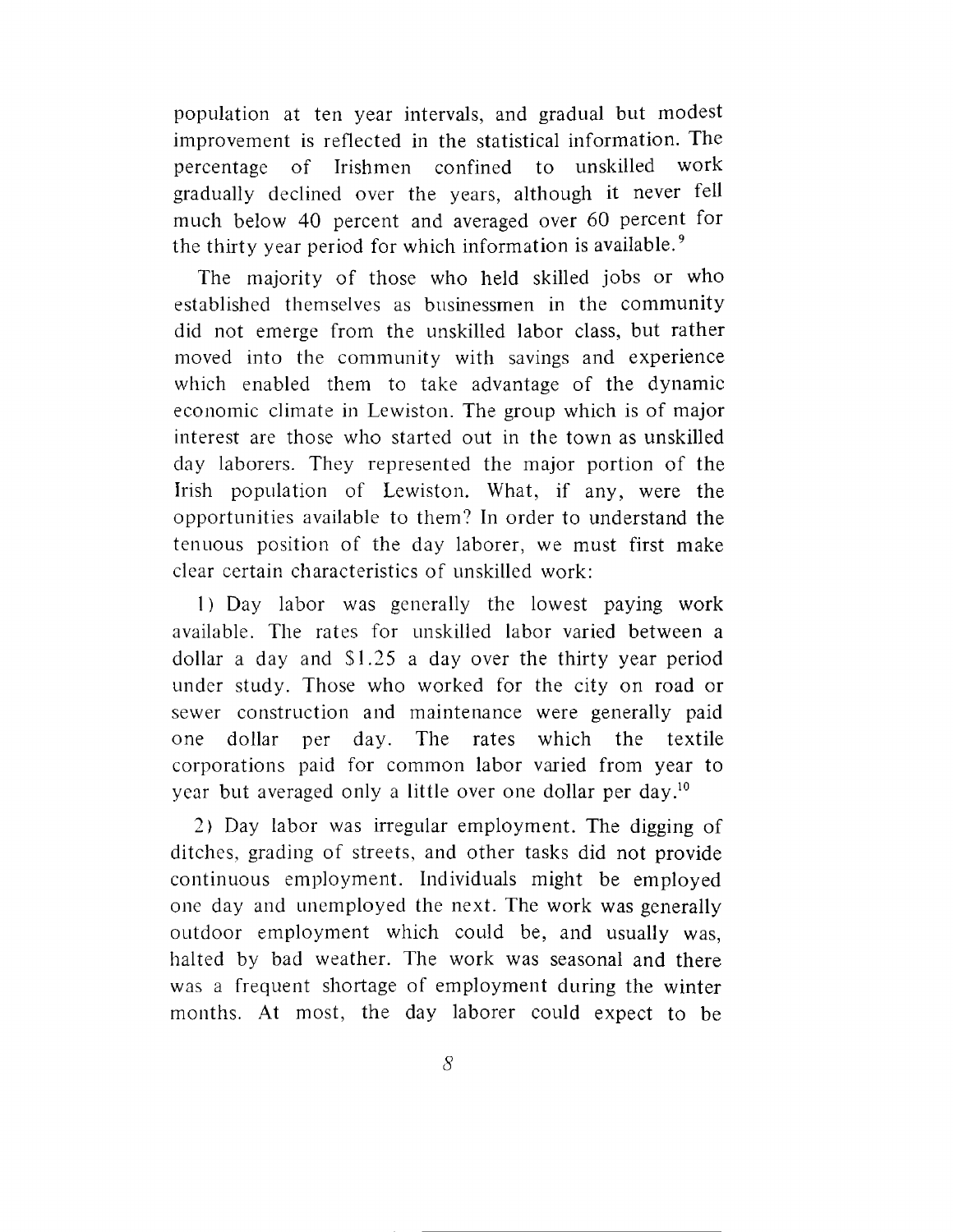population at ten year intervals, and gradual but modest improvement is reflected in the statistical information. The percentage of Irishmen confined to unskilled work gradually declined over the years, although it never fell much below 40 percent and averaged over 60 percent for the thirty year period for which information is available.[9]

The majority of those who held skilled jobs or who established themselves as businessmen in the community did not emerge from the unskilled labor class, but rather moved into the community with savings and experience which enabled them to take advantage of the dynamic economic climate in Lewiston. The group which is of major interest are those who started out in the town as unskilled day laborers. They represented the major portion of the Irish population of Lewiston. What, if any, were the opportunities available to them? In order to understand the tenuous position of the day laborer, we must first make clear certain characteristics of unskilled work:

1) Day labor was generally the lowest paying work available. The rates for unskilled labor varied between a dollar a day and $1.25 a day over the thirty year period under study. Those who worked for the city on road or sewer construction and maintenance were generally paid one dollar per day. The rates which the textile corporations paid for common labor varied from year to year but averaged only a little over one dollar per day.[10]

2) Day labor was irregular employment. The digging of ditches, grading of streets, and other tasks did not provide continuous employment. Individuals might be employed one day and unemployed the next. The work was generally outdoor employment which could be, and usually was, halted by bad weather. The work was seasonal and there was a frequent shortage of employment during the winter months. At most, the day laborer could expect to be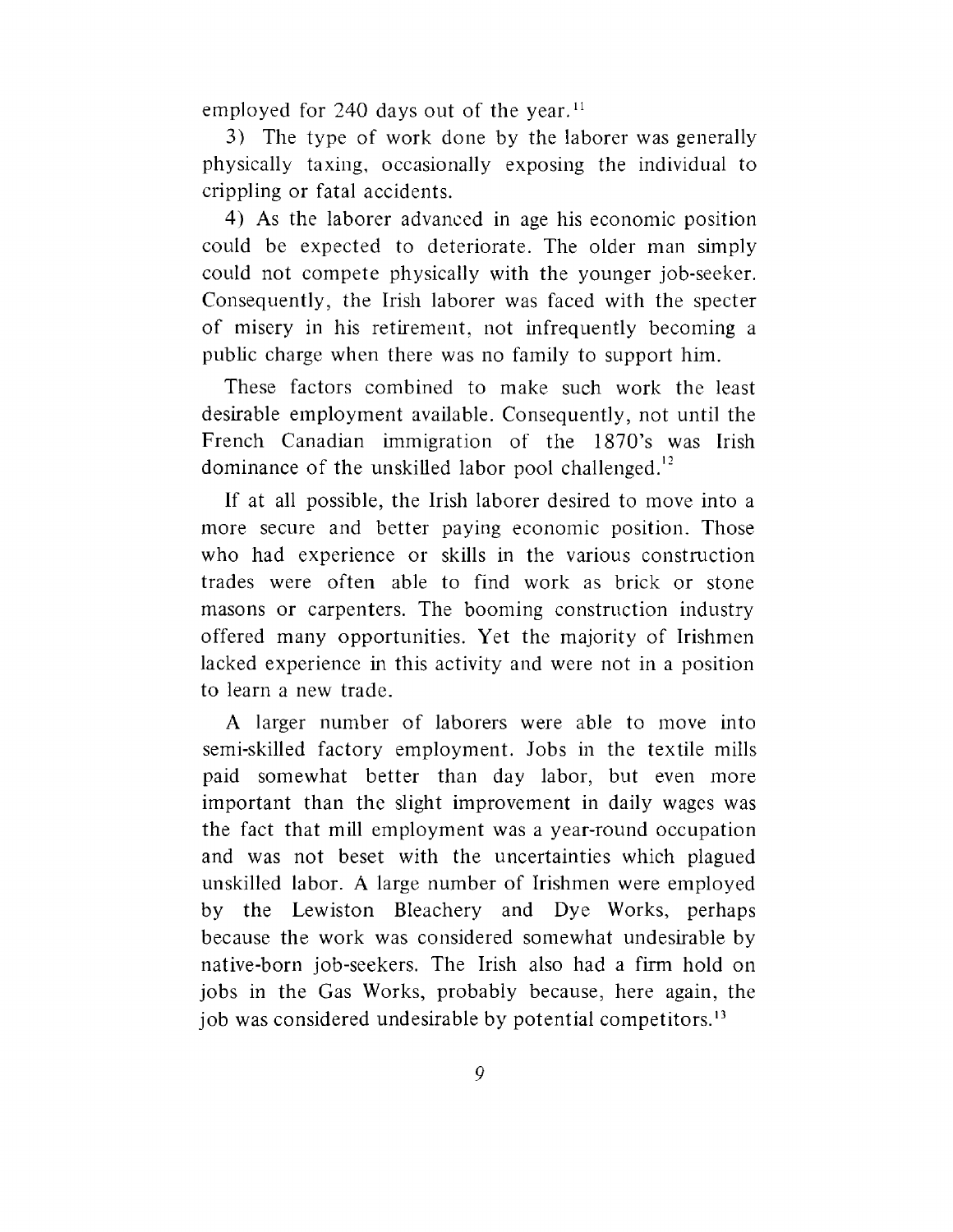employed for 240 days out of the year.[11]

3) The type of work done by the laborer was generally physically taxing, occasionally exposing the individual to crippling or fatal accidents.

4) As the laborer advanced in age his economic position could be expected to deteriorate. The older man simply could not compete physically with the younger job-seeker. Consequently, the Irish laborer was faced with the specter of misery in his retirement, not infrequently becoming a public charge when there was no family to support him.

These factors combined to make such work the least desirable employment available. Consequently, not until the French Canadian immigration of the 1870's was Irish dominance of the unskilled labor pool challenged.[12]

If at all possible, the Irish laborer desired to move into a more secure and better paying economic position. Those who had experience or skills in the various construction trades were often able to find work as brick or stone masons or carpenters. The booming construction industry offered many opportunities. Yet the majority of Irishmen lacked experience in this activity and were not in a position to learn a new trade.

A larger number of laborers were able to move into semi-skilled factory employment. Jobs in the textile mills paid somewhat better than day labor, but even more important than the slight improvement in daily wages was the fact that mill employment was a year-round occupation and was not beset with the uncertainties which plagued unskilled labor. A large number of Irishmen were employed by the Lewiston Bleachery and Dye Works, perhaps because the work was considered somewhat undesirable by native-born job-seekers. The Irish also had a firm hold on jobs in the Gas Works, probably because, here again, the job was considered undesirable by potential competitors.[13]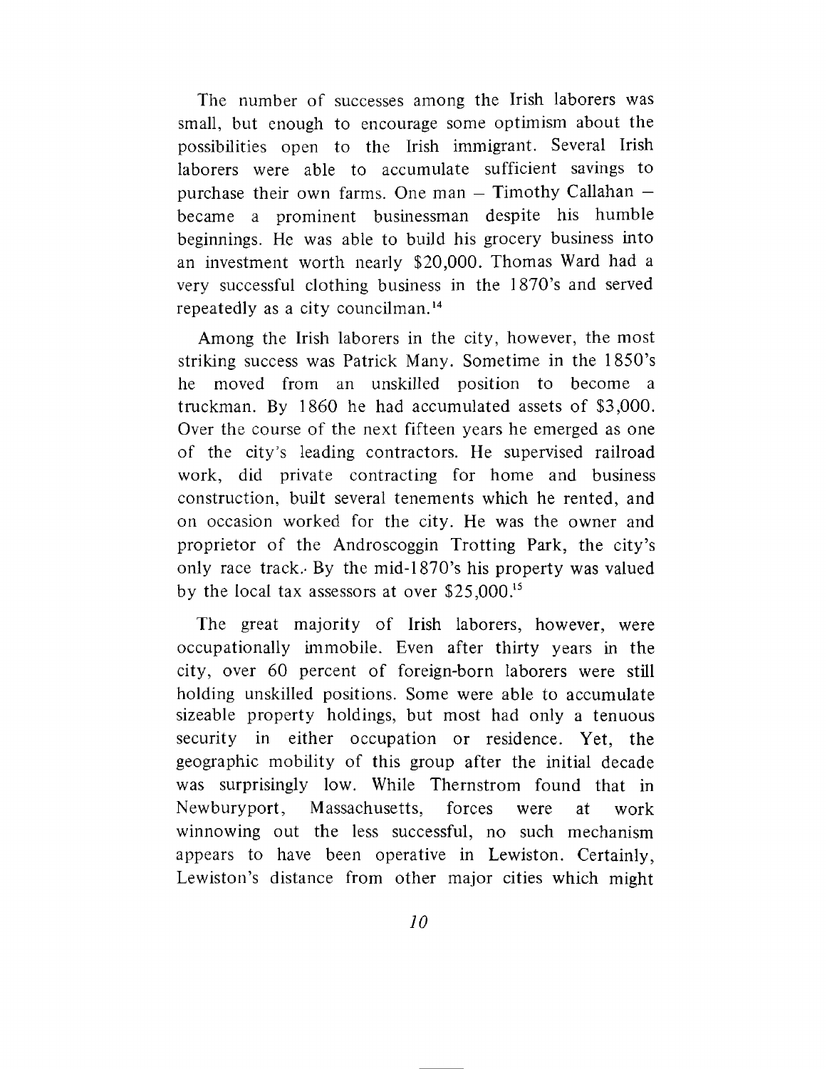The number of successes among the Irish laborers was small, but enough to encourage some optimism about the possibilities open to the Irish immigrant. Several Irish laborers were able to accumulate sufficient savings to purchase their own farms. One man – Timothy Callahan – became a prominent businessman despite his humble beginnings. He was able to build his grocery business into an investment worth nearly $20,000. Thomas Ward had a very successful clothing business in the 1870's and served repeatedly as a city councilman.[14]

Among the Irish laborers in the city, however, the most striking success was Patrick Many. Sometime in the 1850's he moved from an unskilled position to become a truckman. By 1860 he had accumulated assets of $3,000. Over the course of the next fifteen years he emerged as one of the city's leading contractors. He supervised railroad work, did private contracting for home and business construction, built several tenements which he rented, and on occasion worked for the city. He was the owner and proprietor of the Androscoggin Trotting Park, the city's only race track. By the mid-1870's his property was valued by the local tax assessors at over $25,000.[15]

The great majority of Irish laborers, however, were occupationally immobile. Even after thirty years in the city, over 60 percent of foreign-born laborers were still holding unskilled positions. Some were able to accumulate sizeable property holdings, but most had only a tenuous security in either occupation or residence. Yet, the geographic mobility of this group after the initial decade was surprisingly low. While Thernstrom found that in Newburyport, Massachusetts, forces were at work winnowing out the less successful, no such mechanism appears to have been operative in Lewiston. Certainly, Lewiston's distance from other major cities which might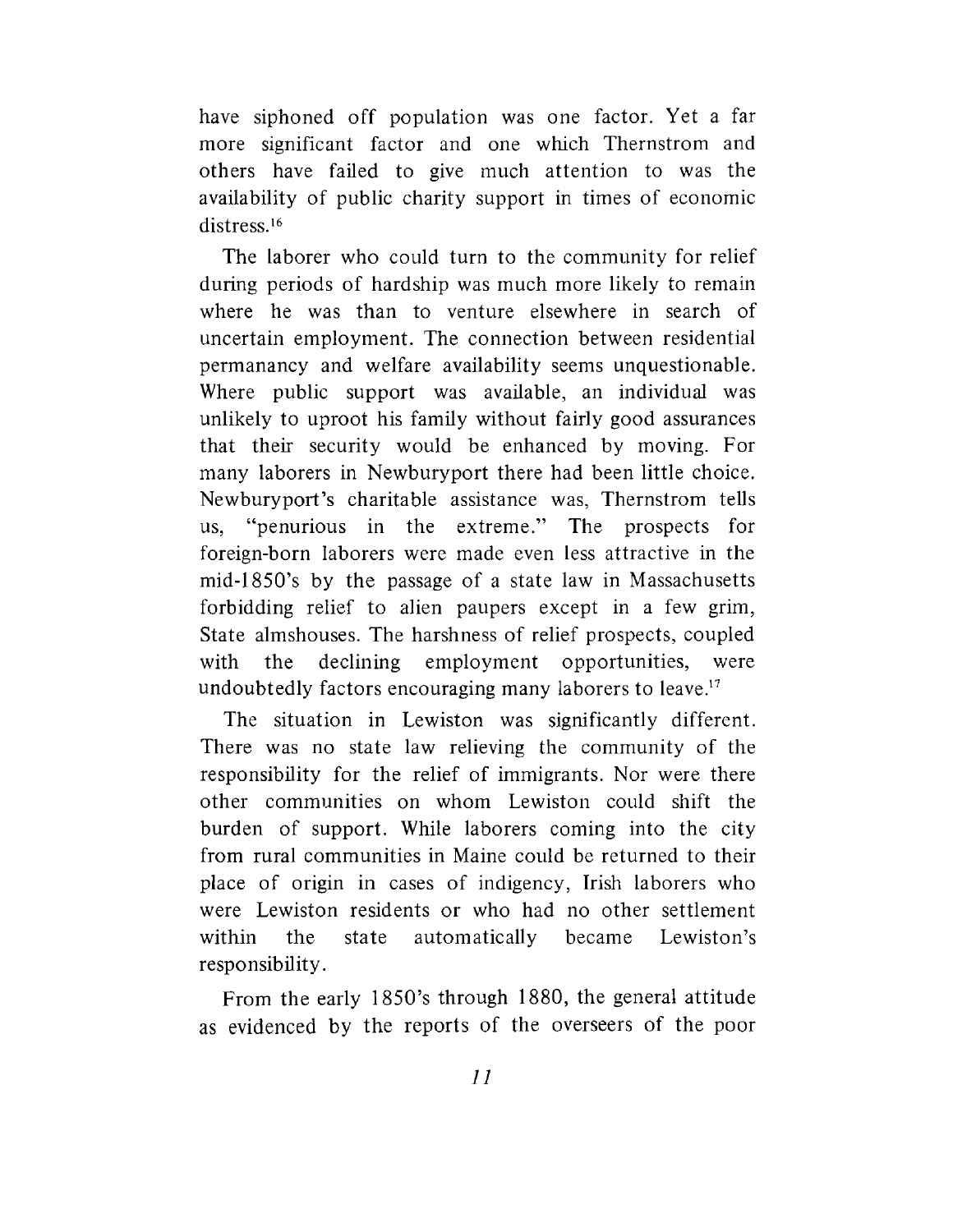have siphoned off population was one factor. Yet a far more significant factor and one which Thernstrom and others have failed to give much attention to was the availability of public charity support in times of economic distress.[16]

The laborer who could turn to the community for relief during periods of hardship was much more likely to remain where he was than to venture elsewhere in search of uncertain employment. The connection between residential permanancy and welfare availability seems unquestionable. Where public support was available, an individual was unlikely to uproot his family without fairly good assurances that their security would be enhanced by moving. For many laborers in Newburyport there had been little choice. Newburyport's charitable assistance was, Thernstrom tells us, "penurious in the extreme." The prospects for foreign-born laborers were made even less attractive in the mid-1850's by the passage of a state law in Massachusetts forbidding relief to alien paupers except in a few grim, State almshouses. The harshness of relief prospects, coupled with the declining employment opportunities, were undoubtedly factors encouraging many laborers to leave.[17]

The situation in Lewiston was significantly different. There was no state law relieving the community of the responsibility for the relief of immigrants. Nor were there other communities on whom Lewiston could shift the burden of support. While laborers coming into the city from rural communities in Maine could be returned to their place of origin in cases of indigency, Irish laborers who were Lewiston residents or who had no other settlement within the state automatically became Lewiston's responsibility.

From the early 1850's through 1880, the general attitude as evidenced by the reports of the overseers of the poor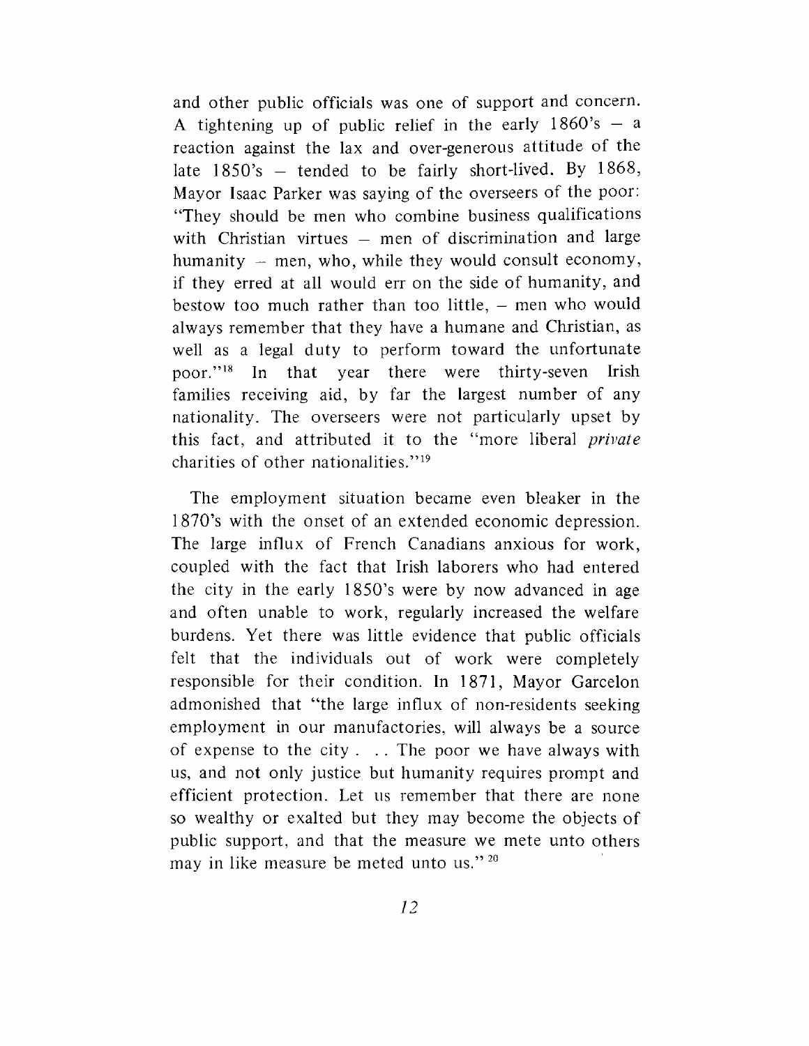and other public officials was one of support and concern. A tightening up of public relief in the early 1860's – a reaction against the lax and over-generous attitude of the late 1850's – tended to be fairly short-lived. By 1868, Mayor Isaac Parker was saying of the overseers of the poor: "They should be men who combine business qualifications with Christian virtues – men of discrimination and large humanity – men, who, while they would consult economy, if they erred at all would err on the side of humanity, and bestow too much rather than too little, – men who would always remember that they have a humane and Christian, as well as a legal duty to perform toward the unfortunate poor."[18] In that year there were thirty-seven Irish families receiving aid, by far the largest number of any nationality. The overseers were not particularly upset by this fact, and attributed it to the "more liberal *private* charities of other nationalities."[19]

The employment situation became even bleaker in the 1870's with the onset of an extended economic depression. The large influx of French Canadians anxious for work, coupled with the fact that Irish laborers who had entered the city in the early 1850's were by now advanced in age and often unable to work, regularly increased the welfare burdens. Yet there was little evidence that public officials felt that the individuals out of work were completely responsible for their condition. In 1871, Mayor Garcelon admonished that "the large influx of non-residents seeking employment in our manufactories, will always be a source of expense to the city . . . The poor we have always with us, and not only justice but humanity requires prompt and efficient protection. Let us remember that there are none so wealthy or exalted but they may become the objects of public support, and that the measure we mete unto others may in like measure be meted unto us."[20]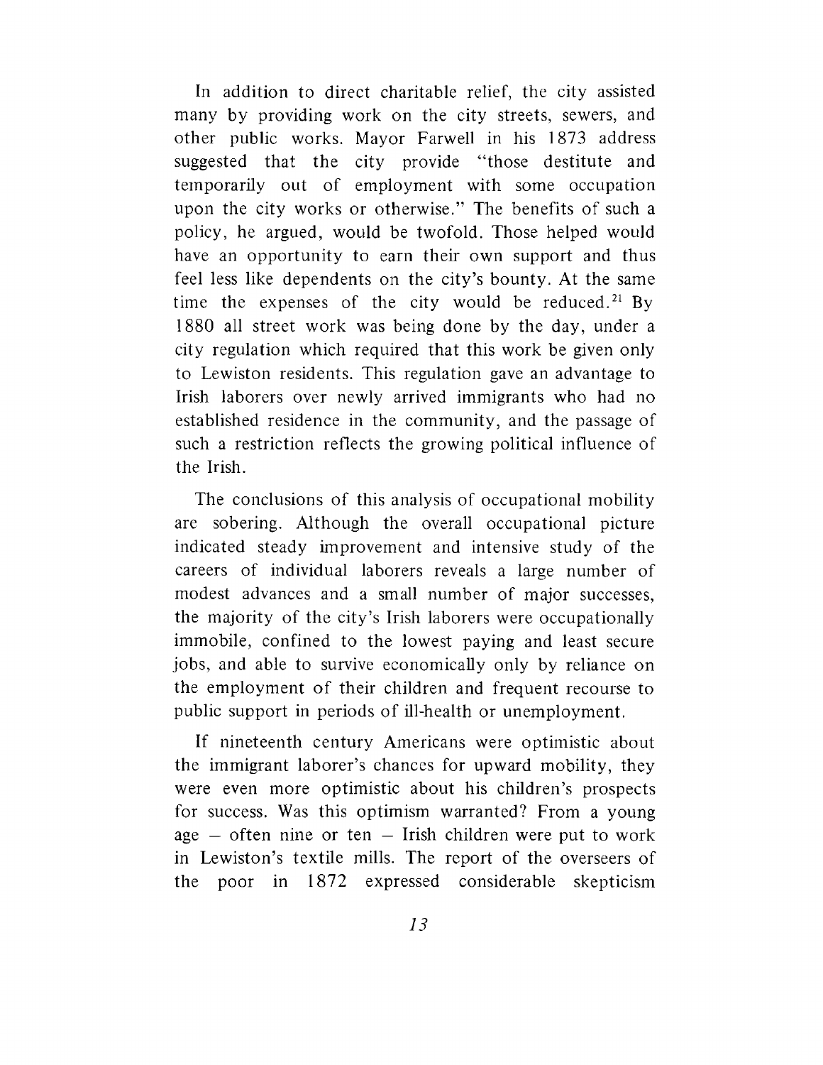In addition to direct charitable relief, the city assisted many by providing work on the city streets, sewers, and other public works. Mayor Farwell in his 1873 address suggested that the city provide "those destitute and temporarily out of employment with some occupation upon the city works or otherwise." The benefits of such a policy, he argued, would be twofold. Those helped would have an opportunity to earn their own support and thus feel less like dependents on the city's bounty. At the same time the expenses of the city would be reduced.[21] By 1880 all street work was being done by the day, under a city regulation which required that this work be given only to Lewiston residents. This regulation gave an advantage to Irish laborers over newly arrived immigrants who had no established residence in the community, and the passage of such a restriction reflects the growing political influence of the Irish.

The conclusions of this analysis of occupational mobility are sobering. Although the overall occupational picture indicated steady improvement and intensive study of the careers of individual laborers reveals a large number of modest advances and a small number of major successes, the majority of the city's Irish laborers were occupationally immobile, confined to the lowest paying and least secure jobs, and able to survive economically only by reliance on the employment of their children and frequent recourse to public support in periods of ill-health or unemployment.

If nineteenth century Americans were optimistic about the immigrant laborer's chances for upward mobility, they were even more optimistic about his children's prospects for success. Was this optimism warranted? From a young age – often nine or ten – Irish children were put to work in Lewiston's textile mills. The report of the overseers of the poor in 1872 expressed considerable skepticism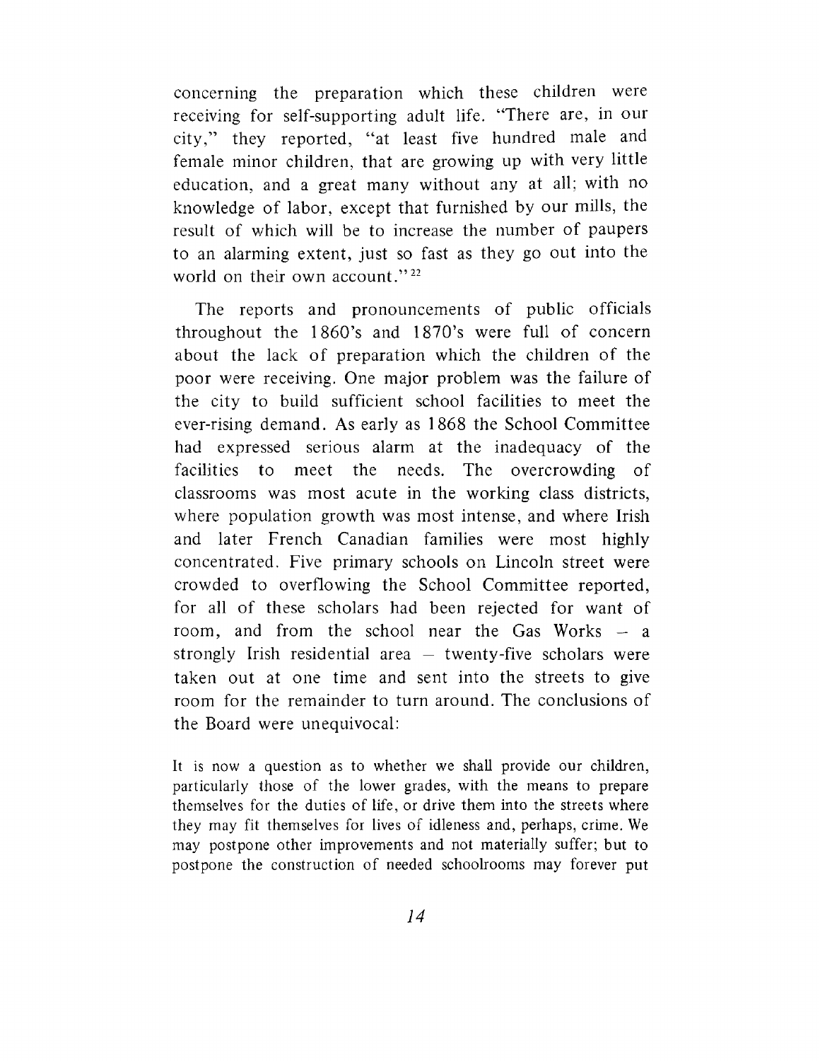concerning the preparation which these children were receiving for self-supporting adult life. "There are, in our city," they reported, "at least five hundred male and female minor children, that are growing up with very little education, and a great many without any at all; with no knowledge of labor, except that furnished by our mills, the result of which will be to increase the number of paupers to an alarming extent, just so fast as they go out into the world on their own account."[22]

The reports and pronouncements of public officials throughout the 1860's and 1870's were full of concern about the lack of preparation which the children of the poor were receiving. One major problem was the failure of the city to build sufficient school facilities to meet the ever-rising demand. As early as 1868 the School Committee had expressed serious alarm at the inadequacy of the facilities to meet the needs. The overcrowding of classrooms was most acute in the working class districts, where population growth was most intense, and where Irish and later French Canadian families were most highly concentrated. Five primary schools on Lincoln street were crowded to overflowing the School Committee reported, for all of these scholars had been rejected for want of room, and from the school near the Gas Works – a strongly Irish residential area – twenty-five scholars were taken out at one time and sent into the streets to give room for the remainder to turn around. The conclusions of the Board were unequivocal:

> It is now a question as to whether we shall provide our children, particularly those of the lower grades, with the means to prepare themselves for the duties of life, or drive them into the streets where they may fit themselves for lives of idleness and, perhaps, crime. We may postpone other improvements and not materially suffer; but to postpone the construction of needed schoolrooms may forever put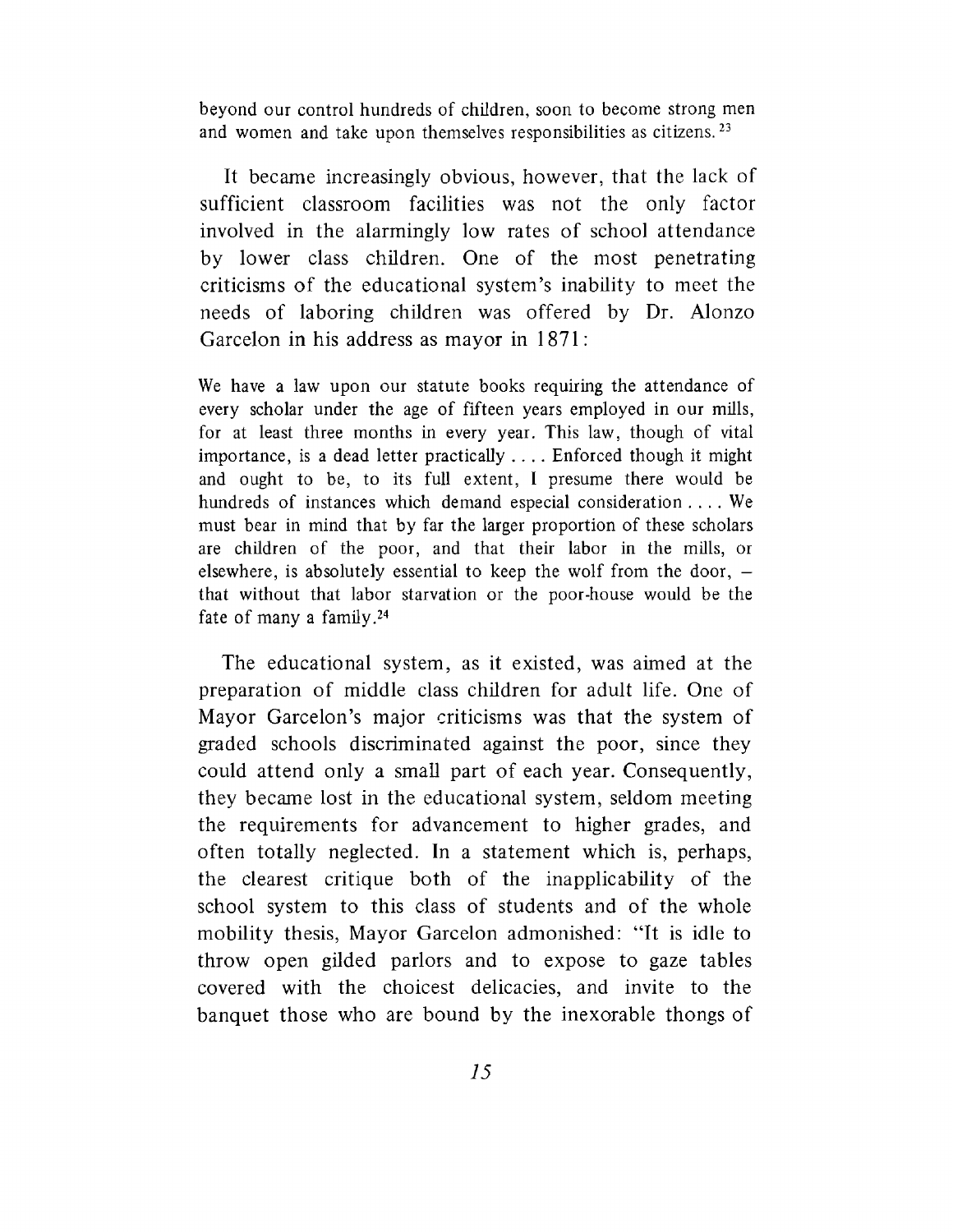beyond our control hundreds of children, soon to become strong men and women and take upon themselves responsibilities as citizens.[23]

It became increasingly obvious, however, that the lack of sufficient classroom facilities was not the only factor involved in the alarmingly low rates of school attendance by lower class children. One of the most penetrating criticisms of the educational system's inability to meet the needs of laboring children was offered by Dr. Alonzo Garcelon in his address as mayor in 1871:

> We have a law upon our statute books requiring the attendance of every scholar under the age of fifteen years employed in our mills, for at least three months in every year. This law, though of vital importance, is a dead letter practically . . . . Enforced though it might and ought to be, to its full extent, I presume there would be hundreds of instances which demand especial consideration . . . . We must bear in mind that by far the larger proportion of these scholars are children of the poor, and that their labor in the mills, or elsewhere, is absolutely essential to keep the wolf from the door, – that without that labor starvation or the poor-house would be the fate of many a family.[24]

The educational system, as it existed, was aimed at the preparation of middle class children for adult life. One of Mayor Garcelon's major criticisms was that the system of graded schools discriminated against the poor, since they could attend only a small part of each year. Consequently, they became lost in the educational system, seldom meeting the requirements for advancement to higher grades, and often totally neglected. In a statement which is, perhaps, the clearest critique both of the inapplicability of the school system to this class of students and of the whole mobility thesis, Mayor Garcelon admonished: "It is idle to throw open gilded parlors and to expose to gaze tables covered with the choicest delicacies, and invite to the banquet those who are bound by the inexorable thongs of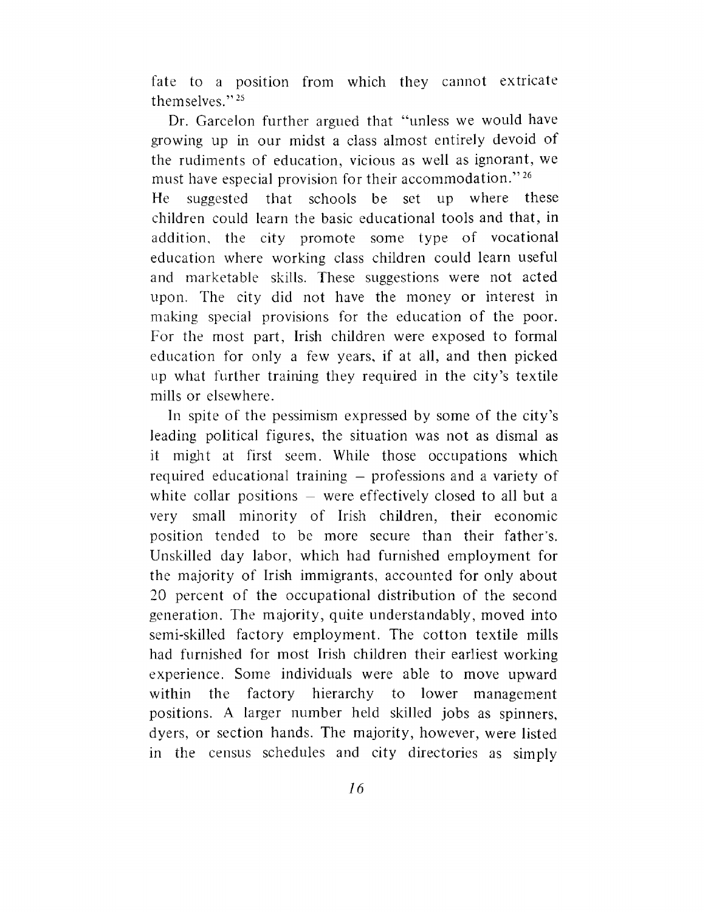fate to a position from which they cannot extricate themselves."[25]

Dr. Garcelon further argued that "unless we would have growing up in our midst a class almost entirely devoid of the rudiments of education, vicious as well as ignorant, we must have especial provision for their accommodation."[26] He suggested that schools be set up where these children could learn the basic educational tools and that, in addition, the city promote some type of vocational education where working class children could learn useful and marketable skills. These suggestions were not acted upon. The city did not have the money or interest in making special provisions for the education of the poor. For the most part, Irish children were exposed to formal education for only a few years, if at all, and then picked up what further training they required in the city's textile mills or elsewhere.

In spite of the pessimism expressed by some of the city's leading political figures, the situation was not as dismal as it might at first seem. While those occupations which required educational training – professions and a variety of white collar positions – were effectively closed to all but a very small minority of Irish children, their economic position tended to be more secure than their father's. Unskilled day labor, which had furnished employment for the majority of Irish immigrants, accounted for only about 20 percent of the occupational distribution of the second generation. The majority, quite understandably, moved into semi-skilled factory employment. The cotton textile mills had furnished for most Irish children their earliest working experience. Some individuals were able to move upward within the factory hierarchy to lower management positions. A larger number held skilled jobs as spinners, dyers, or section hands. The majority, however, were listed in the census schedules and city directories as simply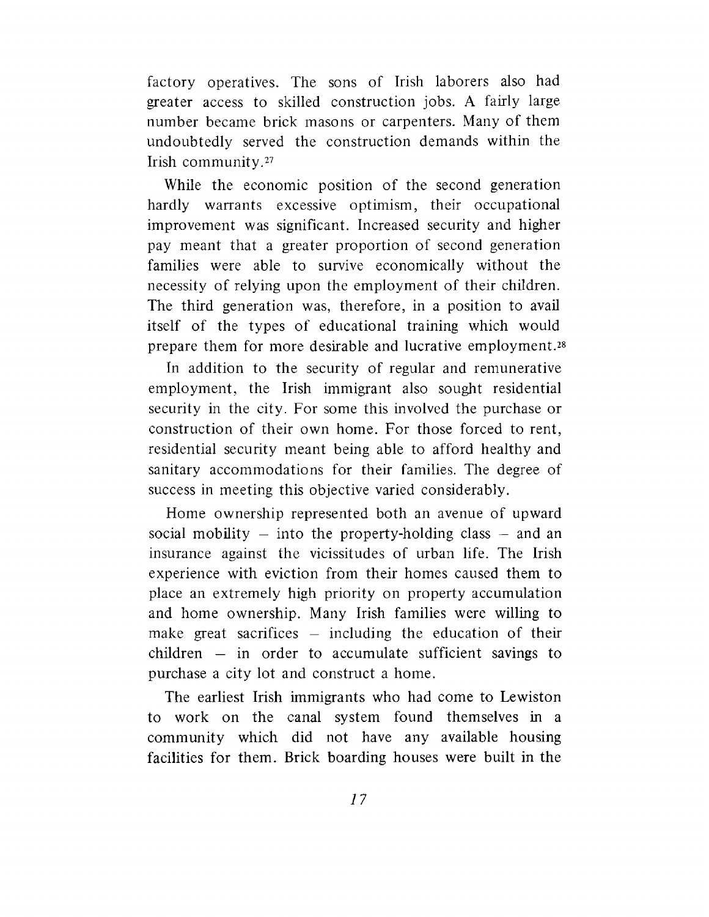factory operatives. The sons of Irish laborers also had greater access to skilled construction jobs. A fairly large number became brick masons or carpenters. Many of them undoubtedly served the construction demands within the Irish community.[27]

While the economic position of the second generation hardly warrants excessive optimism, their occupational improvement was significant. Increased security and higher pay meant that a greater proportion of second generation families were able to survive economically without the necessity of relying upon the employment of their children. The third generation was, therefore, in a position to avail itself of the types of educational training which would prepare them for more desirable and lucrative employment.[28]

In addition to the security of regular and remunerative employment, the Irish immigrant also sought residential security in the city. For some this involved the purchase or construction of their own home. For those forced to rent, residential security meant being able to afford healthy and sanitary accommodations for their families. The degree of success in meeting this objective varied considerably.

Home ownership represented both an avenue of upward social mobility – into the property-holding class – and an insurance against the vicissitudes of urban life. The Irish experience with eviction from their homes caused them to place an extremely high priority on property accumulation and home ownership. Many Irish families were willing to make great sacrifices – including the education of their children – in order to accumulate sufficient savings to purchase a city lot and construct a home.

The earliest Irish immigrants who had come to Lewiston to work on the canal system found themselves in a community which did not have any available housing facilities for them. Brick boarding houses were built in the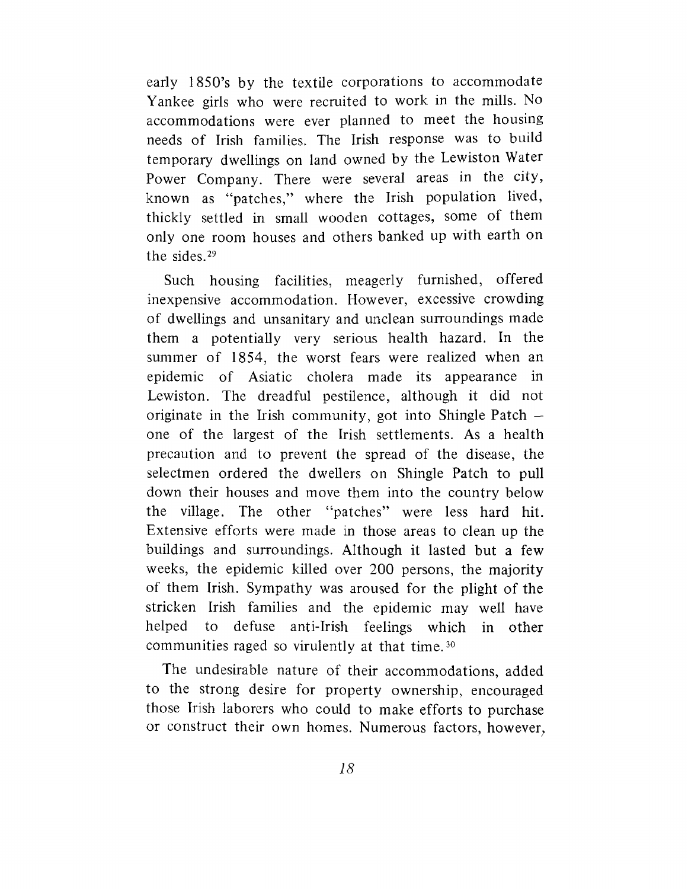early 1850's by the textile corporations to accommodate Yankee girls who were recruited to work in the mills. No accommodations were ever planned to meet the housing needs of Irish families. The Irish response was to build temporary dwellings on land owned by the Lewiston Water Power Company. There were several areas in the city, known as "patches," where the Irish population lived, thickly settled in small wooden cottages, some of them only one room houses and others banked up with earth on the sides.[29]

Such housing facilities, meagerly furnished, offered inexpensive accommodation. However, excessive crowding of dwellings and unsanitary and unclean surroundings made them a potentially very serious health hazard. In the summer of 1854, the worst fears were realized when an epidemic of Asiatic cholera made its appearance in Lewiston. The dreadful pestilence, although it did not originate in the Irish community, got into Shingle Patch – one of the largest of the Irish settlements. As a health precaution and to prevent the spread of the disease, the selectmen ordered the dwellers on Shingle Patch to pull down their houses and move them into the country below the village. The other "patches" were less hard hit. Extensive efforts were made in those areas to clean up the buildings and surroundings. Although it lasted but a few weeks, the epidemic killed over 200 persons, the majority of them Irish. Sympathy was aroused for the plight of the stricken Irish families and the epidemic may well have helped to defuse anti-Irish feelings which in other communities raged so virulently at that time.[30]

The undesirable nature of their accommodations, added to the strong desire for property ownership, encouraged those Irish laborers who could to make efforts to purchase or construct their own homes. Numerous factors, however,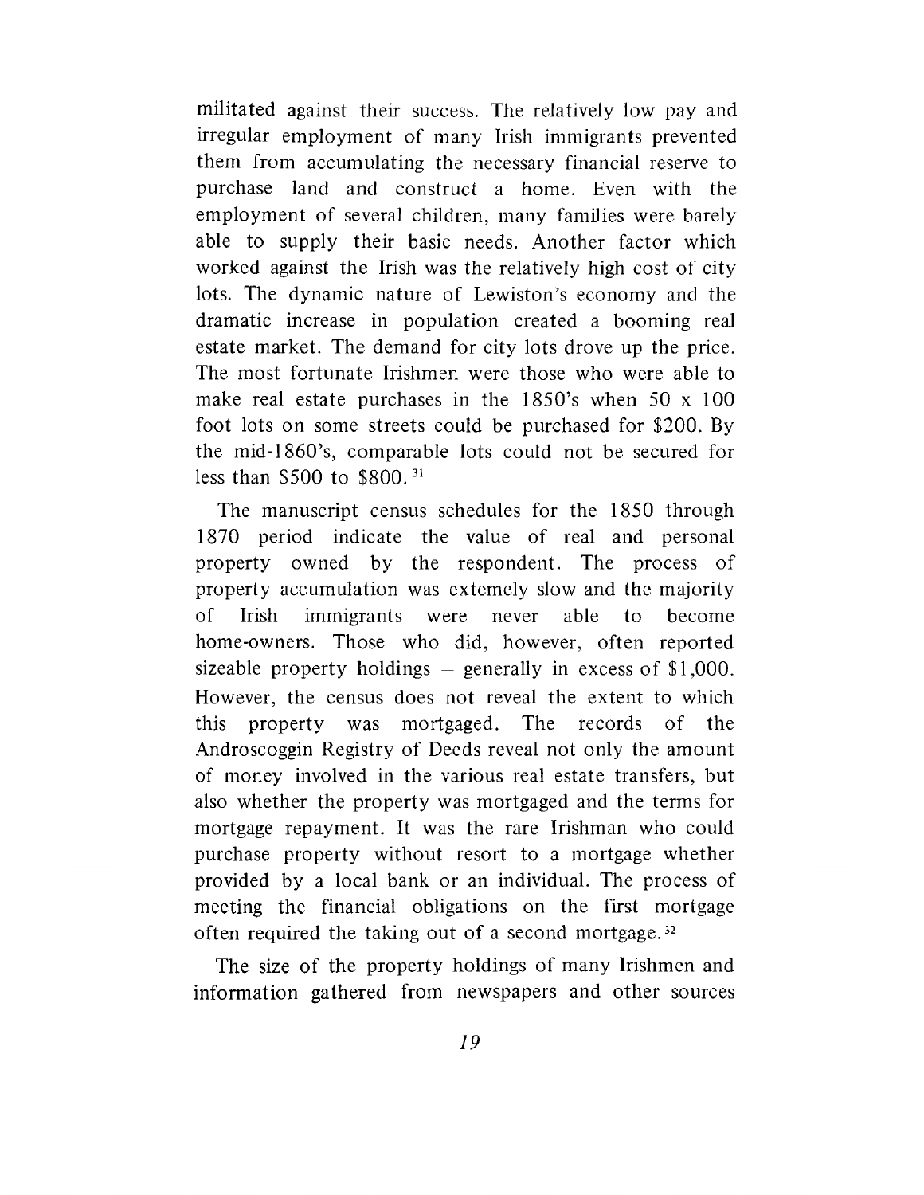militated against their success. The relatively low pay and irregular employment of many Irish immigrants prevented them from accumulating the necessary financial reserve to purchase land and construct a home. Even with the employment of several children, many families were barely able to supply their basic needs. Another factor which worked against the Irish was the relatively high cost of city lots. The dynamic nature of Lewiston's economy and the dramatic increase in population created a booming real estate market. The demand for city lots drove up the price. The most fortunate Irishmen were those who were able to make real estate purchases in the 1850's when 50 x 100 foot lots on some streets could be purchased for $200. By the mid-1860's, comparable lots could not be secured for less than $500 to $800. [31]

The manuscript census schedules for the 1850 through 1870 period indicate the value of real and personal property owned by the respondent. The process of property accumulation was extemely slow and the majority of Irish immigrants were never able to become home-owners. Those who did, however, often reported sizeable property holdings – generally in excess of $1,000. However, the census does not reveal the extent to which this property was mortgaged. The records of the Androscoggin Registry of Deeds reveal not only the amount of money involved in the various real estate transfers, but also whether the property was mortgaged and the terms for mortgage repayment. It was the rare Irishman who could purchase property without resort to a mortgage whether provided by a local bank or an individual. The process of meeting the financial obligations on the first mortgage often required the taking out of a second mortgage. [32]

The size of the property holdings of many Irishmen and information gathered from newspapers and other sources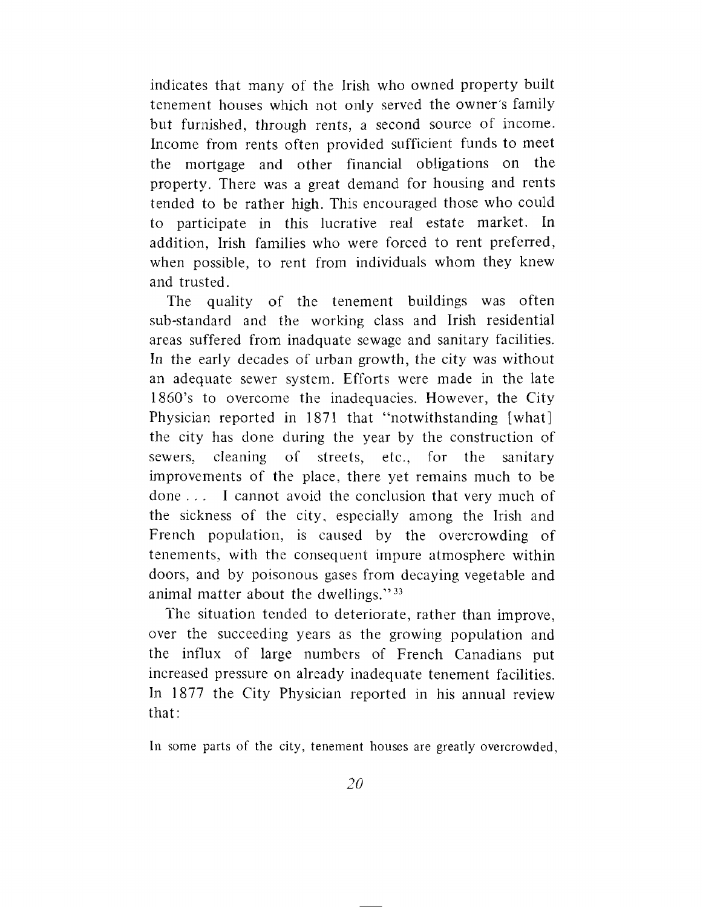indicates that many of the Irish who owned property built tenement houses which not only served the owner's family but furnished, through rents, a second source of income. Income from rents often provided sufficient funds to meet the mortgage and other financial obligations on the property. There was a great demand for housing and rents tended to be rather high. This encouraged those who could to participate in this lucrative real estate market. In addition, Irish families who were forced to rent preferred, when possible, to rent from individuals whom they knew and trusted.

The quality of the tenement buildings was often sub-standard and the working class and Irish residential areas suffered from inadquate sewage and sanitary facilities. In the early decades of urban growth, the city was without an adequate sewer system. Efforts were made in the late 1860's to overcome the inadequacies. However, the City Physician reported in 1871 that "notwithstanding [what] the city has done during the year by the construction of sewers, cleaning of streets, etc., for the sanitary improvements of the place, there yet remains much to be done . . . I cannot avoid the conclusion that very much of the sickness of the city, especially among the Irish and French population, is caused by the overcrowding of tenements, with the consequent impure atmosphere within doors, and by poisonous gases from decaying vegetable and animal matter about the dwellings."[33]

The situation tended to deteriorate, rather than improve, over the succeeding years as the growing population and the influx of large numbers of French Canadians put increased pressure on already inadequate tenement facilities. In 1877 the City Physician reported in his annual review that:

In some parts of the city, tenement houses are greatly overcrowded,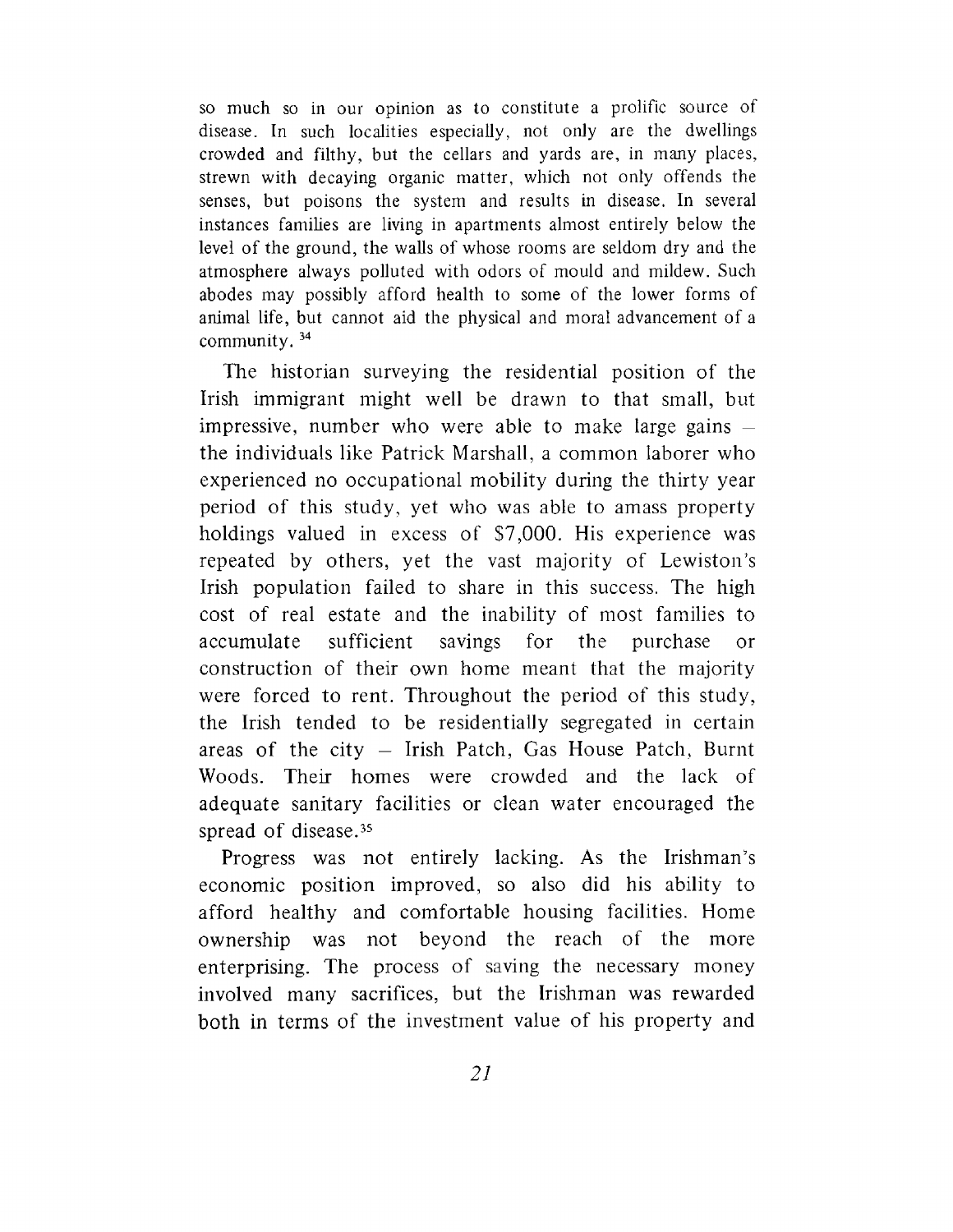so much so in our opinion as to constitute a prolific source of disease. In such localities especially, not only are the dwellings crowded and filthy, but the cellars and yards are, in many places, strewn with decaying organic matter, which not only offends the senses, but poisons the system and results in disease. In several instances families are living in apartments almost entirely below the level of the ground, the walls of whose rooms are seldom dry and the atmosphere always polluted with odors of mould and mildew. Such abodes may possibly afford health to some of the lower forms of animal life, but cannot aid the physical and moral advancement of a community. [34]

The historian surveying the residential position of the Irish immigrant might well be drawn to that small, but impressive, number who were able to make large gains – the individuals like Patrick Marshall, a common laborer who experienced no occupational mobility during the thirty year period of this study, yet who was able to amass property holdings valued in excess of $7,000. His experience was repeated by others, yet the vast majority of Lewiston's Irish population failed to share in this success. The high cost of real estate and the inability of most families to accumulate sufficient savings for the purchase or construction of their own home meant that the majority were forced to rent. Throughout the period of this study, the Irish tended to be residentially segregated in certain areas of the city – Irish Patch, Gas House Patch, Burnt Woods. Their homes were crowded and the lack of adequate sanitary facilities or clean water encouraged the spread of disease.[35]

Progress was not entirely lacking. As the Irishman's economic position improved, so also did his ability to afford healthy and comfortable housing facilities. Home ownership was not beyond the reach of the more enterprising. The process of saving the necessary money involved many sacrifices, but the Irishman was rewarded both in terms of the investment value of his property and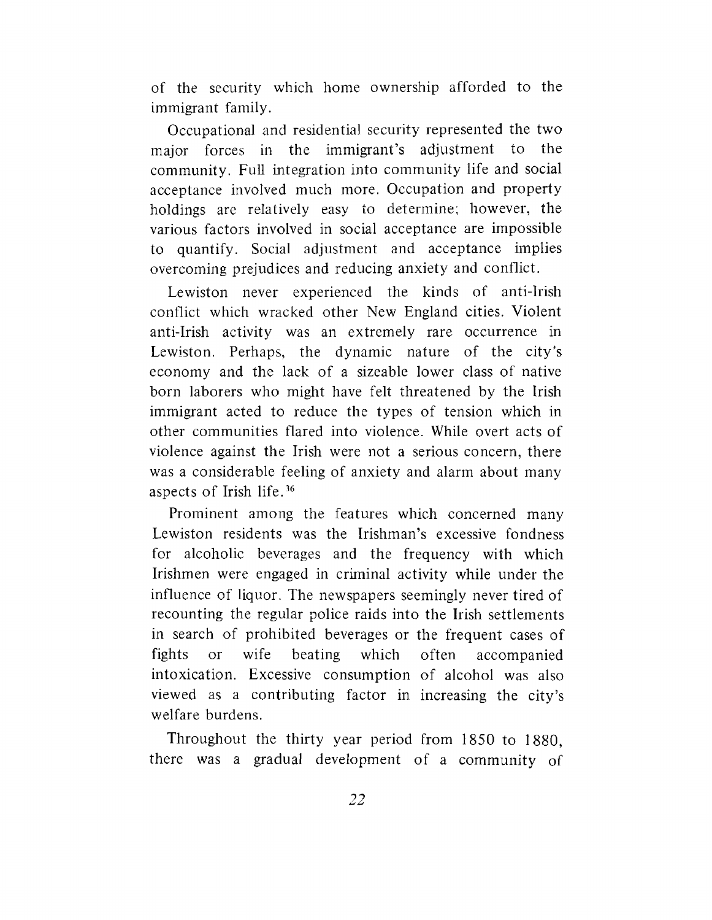of the security which home ownership afforded to the immigrant family.

Occupational and residential security represented the two major forces in the immigrant's adjustment to the community. Full integration into community life and social acceptance involved much more. Occupation and property holdings are relatively easy to determine; however, the various factors involved in social acceptance are impossible to quantify. Social adjustment and acceptance implies overcoming prejudices and reducing anxiety and conflict.

Lewiston never experienced the kinds of anti-Irish conflict which wracked other New England cities. Violent anti-Irish activity was an extremely rare occurrence in Lewiston. Perhaps, the dynamic nature of the city's economy and the lack of a sizeable lower class of native born laborers who might have felt threatened by the Irish immigrant acted to reduce the types of tension which in other communities flared into violence. While overt acts of violence against the Irish were not a serious concern, there was a considerable feeling of anxiety and alarm about many aspects of Irish life.[36]

Prominent among the features which concerned many Lewiston residents was the Irishman's excessive fondness for alcoholic beverages and the frequency with which Irishmen were engaged in criminal activity while under the influence of liquor. The newspapers seemingly never tired of recounting the regular police raids into the Irish settlements in search of prohibited beverages or the frequent cases of fights or wife beating which often accompanied intoxication. Excessive consumption of alcohol was also viewed as a contributing factor in increasing the city's welfare burdens.

Throughout the thirty year period from 1850 to 1880, there was a gradual development of a community of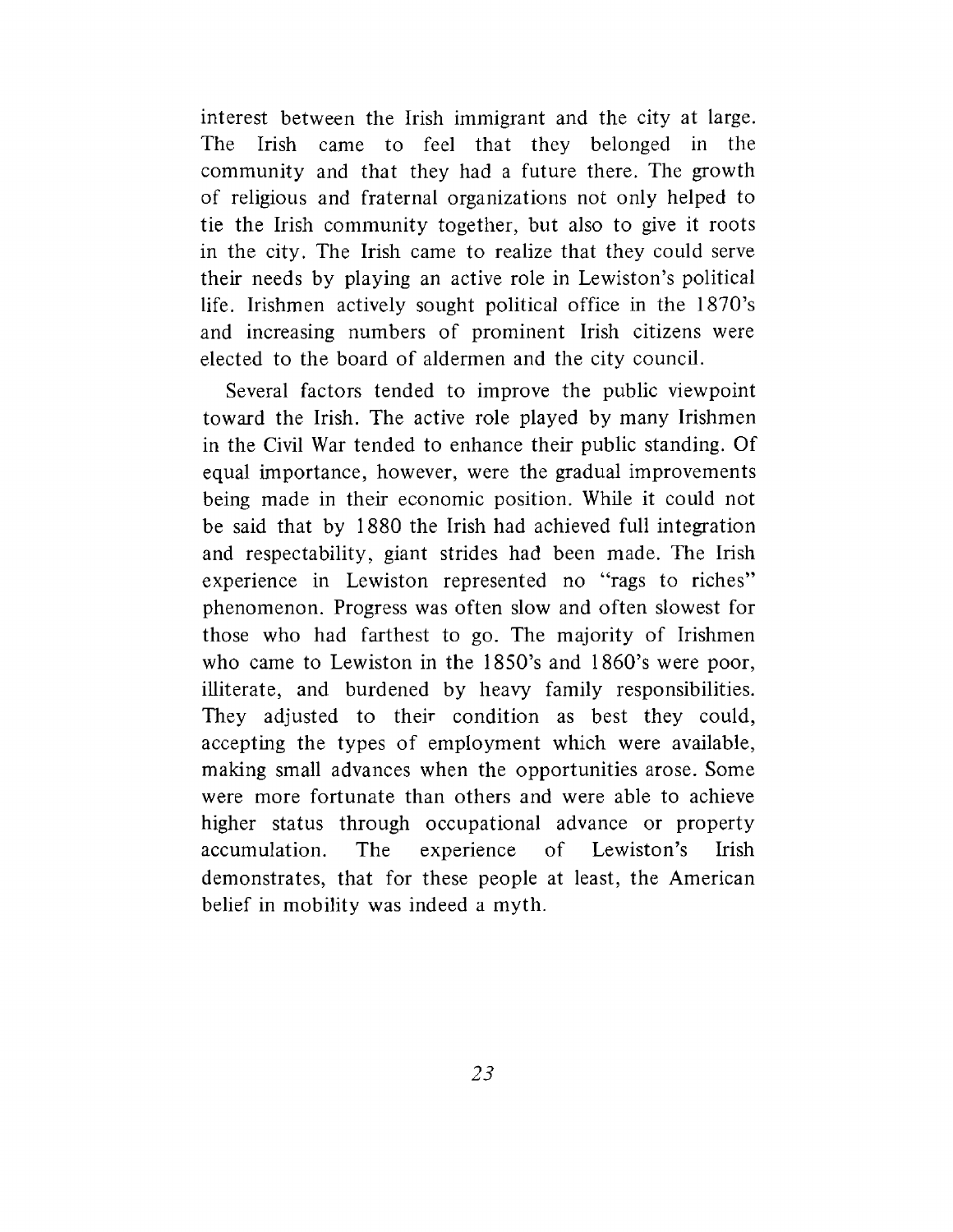interest between the Irish immigrant and the city at large. The Irish came to feel that they belonged in the community and that they had a future there. The growth of religious and fraternal organizations not only helped to tie the Irish community together, but also to give it roots in the city. The Irish came to realize that they could serve their needs by playing an active role in Lewiston's political life. Irishmen actively sought political office in the 1870's and increasing numbers of prominent Irish citizens were elected to the board of aldermen and the city council.

Several factors tended to improve the public viewpoint toward the Irish. The active role played by many Irishmen in the Civil War tended to enhance their public standing. Of equal importance, however, were the gradual improvements being made in their economic position. While it could not be said that by 1880 the Irish had achieved full integration and respectability, giant strides had been made. The Irish experience in Lewiston represented no "rags to riches" phenomenon. Progress was often slow and often slowest for those who had farthest to go. The majority of Irishmen who came to Lewiston in the 1850's and 1860's were poor, illiterate, and burdened by heavy family responsibilities. They adjusted to their condition as best they could, accepting the types of employment which were available, making small advances when the opportunities arose. Some were more fortunate than others and were able to achieve higher status through occupational advance or property accumulation. The experience of Lewiston's Irish demonstrates, that for these people at least, the American belief in mobility was indeed a myth.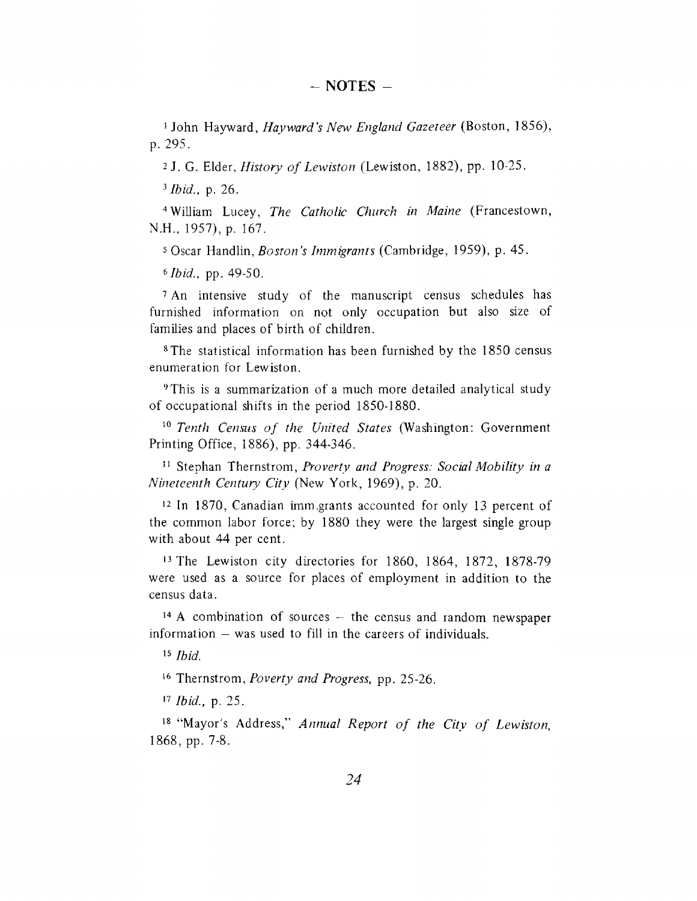## – NOTES –

[1] John Hayward, *Hayward's New England Gazeteer* (Boston, 1856), p. 295.

[2] J. G. Elder, *History of Lewiston* (Lewiston, 1882), pp. 10-25.

[3] *Ibid.*, p. 26.

[4] William Lucey, *The Catholic Church in Maine* (Francestown, N.H., 1957), p. 167.

[5] Oscar Handlin, *Boston's Immigrants* (Cambridge, 1959), p. 45.

[6] *Ibid.*, pp. 49-50.

[7] An intensive study of the manuscript census schedules has furnished information on not only occupation but also size of families and places of birth of children.

[8] The statistical information has been furnished by the 1850 census enumeration for Lewiston.

[9] This is a summarization of a much more detailed analytical study of occupational shifts in the period 1850-1880.

[10] *Tenth Census of the United States* (Washington: Government Printing Office, 1886), pp. 344-346.

[11] Stephan Thernstrom, *Proverty and Progress: Social Mobility in a Nineteenth Century City* (New York, 1969), p. 20.

[12] In 1870, Canadian imm.grants accounted for only 13 percent of the common labor force; by 1880 they were the largest single group with about 44 per cent.

[13] The Lewiston city directories for 1860, 1864, 1872, 1878-79 were used as a source for places of employment in addition to the census data.

[14] A combination of sources – the census and random newspaper information – was used to fill in the careers of individuals.

[15] *Ibid.*

[16] Thernstrom, *Poverty and Progress*, pp. 25-26.

[17] *Ibid.*, p. 25.

[18] "Mayor's Address," *Annual Report of the City of Lewiston*, 1868, pp. 7-8.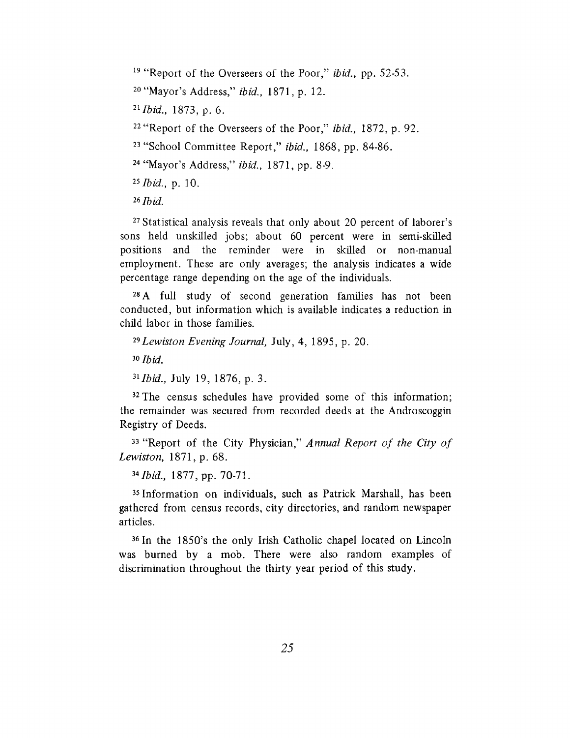[19] "Report of the Overseers of the Poor," *ibid.*, pp. 52-53.

[20] "Mayor's Address," *ibid.*, 1871, p. 12.

[21] *Ibid.*, 1873, p. 6.

[22] "Report of the Overseers of the Poor," *ibid.*, 1872, p. 92.

[23] "School Committee Report," *ibid.*, 1868, pp. 84-86.

[24] "Mayor's Address," *ibid.*, 1871, pp. 8-9.

[25] *Ibid.*, p. 10.

[26] *Ibid.*

[27] Statistical analysis reveals that only about 20 percent of laborer's sons held unskilled jobs; about 60 percent were in semi-skilled positions and the reminder were in skilled or non-manual employment. These are only averages; the analysis indicates a wide percentage range depending on the age of the individuals.

[28] A full study of second generation families has not been conducted, but information which is available indicates a reduction in child labor in those families.

[29] *Lewiston Evening Journal*, July, 4, 1895, p. 20.

[30] *Ibid.*

[31] *Ibid.*, July 19, 1876, p. 3.

[32] The census schedules have provided some of this information; the remainder was secured from recorded deeds at the Androscoggin Registry of Deeds.

[33] "Report of the City Physician," *Annual Report of the City of Lewiston*, 1871, p. 68.

[34] *Ibid.*, 1877, pp. 70-71.

[35] Information on individuals, such as Patrick Marshall, has been gathered from census records, city directories, and random newspaper articles.

[36] In the 1850's the only Irish Catholic chapel located on Lincoln was burned by a mob. There were also random examples of discrimination throughout the thirty year period of this study.